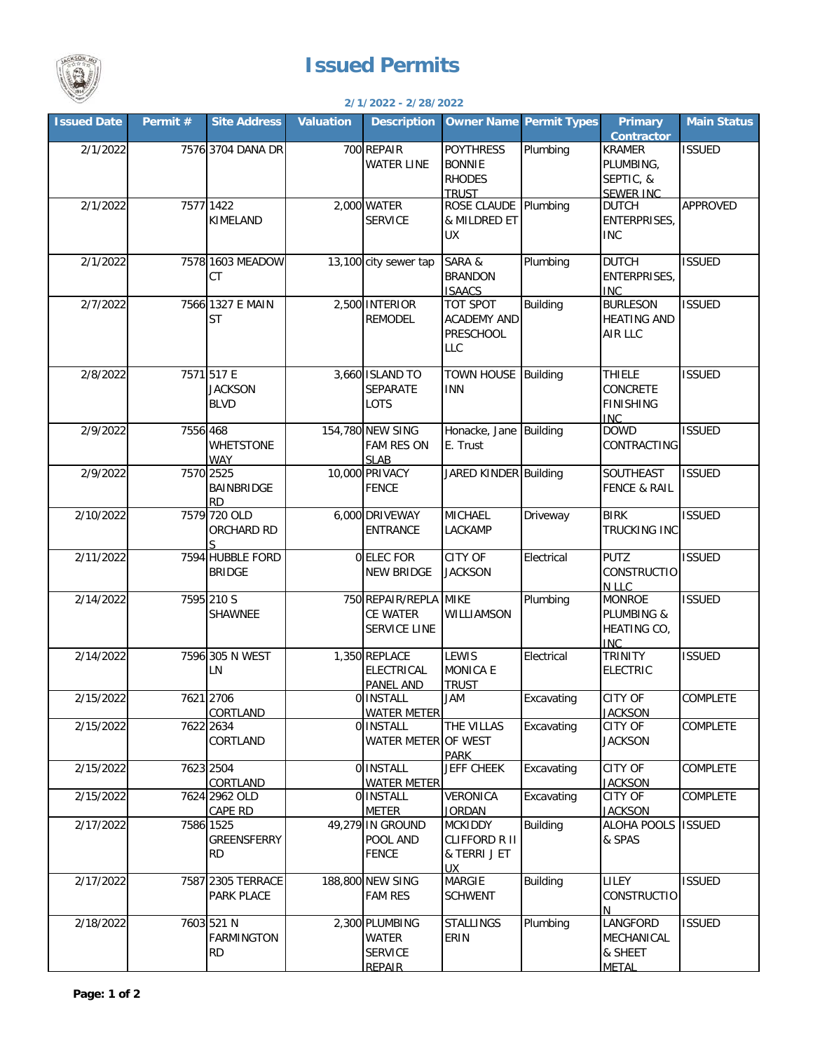# Issued Permits

**2/1/2022 - 2/28/2022**

| Issued Date | Permit # | Site Address | Valuation | Description | Owner Name | Permit Types | Primary Contractor | Main Status |
|---|---|---|---|---|---|---|---|---|
| 2/1/2022 | 7576 | 3704 DANA DR | 700 | REPAIR WATER LINE | POYTHRESS BONNIE RHODES TRUST | Plumbing | KRAMER PLUMBING, SEPTIC, & SEWER INC | ISSUED |
| 2/1/2022 | 7577 | 1422 KIMELAND | 2,000 | WATER SERVICE | ROSE CLAUDE & MILDRED ET UX | Plumbing | DUTCH ENTERPRISES, INC | APPROVED |
| 2/1/2022 | 7578 | 1603 MEADOW CT | 13,100 | city sewer tap | SARA & BRANDON ISAACS | Plumbing | DUTCH ENTERPRISES, INC | ISSUED |
| 2/7/2022 | 7566 | 1327 E MAIN ST | 2,500 | INTERIOR REMODEL | TOT SPOT ACADEMY AND PRESCHOOL LLC | Building | BURLESON HEATING AND AIR LLC | ISSUED |
| 2/8/2022 | 7571 | 517 E JACKSON BLVD | 3,660 | ISLAND TO SEPARATE LOTS | TOWN HOUSE INN | Building | THIELE CONCRETE FINISHING INC | ISSUED |
| 2/9/2022 | 7556 | 468 WHETSTONE WAY | 154,780 | NEW SING FAM RES ON SLAB | Honacke, Jane E. Trust | Building | DOWD CONTRACTING | ISSUED |
| 2/9/2022 | 7570 | 2525 BAINBRIDGE RD | 10,000 | PRIVACY FENCE | JARED KINDER | Building | SOUTHEAST FENCE & RAIL | ISSUED |
| 2/10/2022 | 7579 | 720 OLD ORCHARD RD S | 6,000 | DRIVEWAY ENTRANCE | MICHAEL LACKAMP | Driveway | BIRK TRUCKING INC | ISSUED |
| 2/11/2022 | 7594 | HUBBLE FORD BRIDGE | 0 | ELEC FOR NEW BRIDGE | CITY OF JACKSON | Electrical | PUTZ CONSTRUCTION LLC | ISSUED |
| 2/14/2022 | 7595 | 210 S SHAWNEE | 750 | REPAIR/REPLACE WATER SERVICE LINE | MIKE WILLIAMSON | Plumbing | MONROE PLUMBING & HEATING CO, INC | ISSUED |
| 2/14/2022 | 7596 | 305 N WEST LN | 1,350 | REPLACE ELECTRICAL PANEL AND | LEWIS MONICA E TRUST | Electrical | TRINITY ELECTRIC | ISSUED |
| 2/15/2022 | 7621 | 2706 CORTLAND | 0 | INSTALL WATER METER | JAM | Excavating | CITY OF JACKSON | COMPLETE |
| 2/15/2022 | 7622 | 2634 CORTLAND | 0 | INSTALL WATER METER | THE VILLAS OF WEST PARK | Excavating | CITY OF JACKSON | COMPLETE |
| 2/15/2022 | 7623 | 2504 CORTLAND | 0 | INSTALL WATER METER | JEFF CHEEK | Excavating | CITY OF JACKSON | COMPLETE |
| 2/15/2022 | 7624 | 2962 OLD CAPE RD | 0 | INSTALL METER | VERONICA JORDAN | Excavating | CITY OF JACKSON | COMPLETE |
| 2/17/2022 | 7586 | 1525 GREENSFERRY RD | 49,279 | IN GROUND POOL AND FENCE | MCKIDDY CLIFFORD R II & TERRI J ET UX | Building | ALOHA POOLS & SPAS | ISSUED |
| 2/17/2022 | 7587 | 2305 TERRACE PARK PLACE | 188,800 | NEW SING FAM RES | MARGIE SCHWENT | Building | LILEY CONSTRUCTION | ISSUED |
| 2/18/2022 | 7603 | 521 N FARMINGTON RD | 2,300 | PLUMBING WATER SERVICE REPAIR | STALLINGS ERIN | Plumbing | LANGFORD MECHANICAL & SHEET METAL | ISSUED |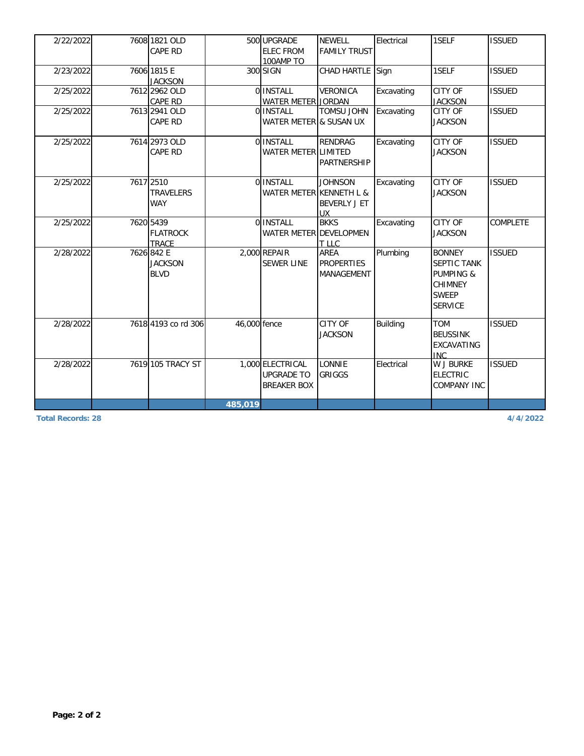| | | | | | | | | |
|---|---|---|---|---|---|---|---|---|
| 2/22/2022 | 7608 | 1821 OLD CAPE RD | 500 | UPGRADE ELEC FROM 100AMP TO | NEWELL FAMILY TRUST | Electrical | 1SELF | ISSUED |
| 2/23/2022 | 7606 | 1815 E JACKSON | 300 | SIGN | CHAD HARTLE | Sign | 1SELF | ISSUED |
| 2/25/2022 | 7612 | 2962 OLD CAPE RD | 0 | INSTALL WATER METER | VERONICA JORDAN | Excavating | CITY OF JACKSON | ISSUED |
| 2/25/2022 | 7613 | 2941 OLD CAPE RD | 0 | INSTALL WATER METER | TOMSU JOHN & SUSAN UX | Excavating | CITY OF JACKSON | ISSUED |
| 2/25/2022 | 7614 | 2973 OLD CAPE RD | 0 | INSTALL WATER METER | RENDRAG LIMITED PARTNERSHIP | Excavating | CITY OF JACKSON | ISSUED |
| 2/25/2022 | 7617 | 2510 TRAVELERS WAY | 0 | INSTALL WATER METER | JOHNSON KENNETH L & BEVERLY J ET UX | Excavating | CITY OF JACKSON | ISSUED |
| 2/25/2022 | 7620 | 5439 FLATROCK TRACE | 0 | INSTALL WATER METER | BKKS DEVELOPMENT LLC | Excavating | CITY OF JACKSON | COMPLETE |
| 2/28/2022 | 7626 | 842 E JACKSON BLVD | 2,000 | REPAIR SEWER LINE | AREA PROPERTIES MANAGEMENT | Plumbing | BONNEY SEPTIC TANK PUMPING & CHIMNEY SWEEP SERVICE | ISSUED |
| 2/28/2022 | 7618 | 4193 co rd 306 | 46,000 | fence | CITY OF JACKSON | Building | TOM BEUSSINK EXCAVATING INC | ISSUED |
| 2/28/2022 | 7619 | 105 TRACY ST | 1,000 | ELECTRICAL UPGRADE TO BREAKER BOX | LONNIE GRIGGS | Electrical | W J BURKE ELECTRIC COMPANY INC | ISSUED |
| | | | **485,019** | | | | | |

**Total Records: 28**

**4/4/2022**